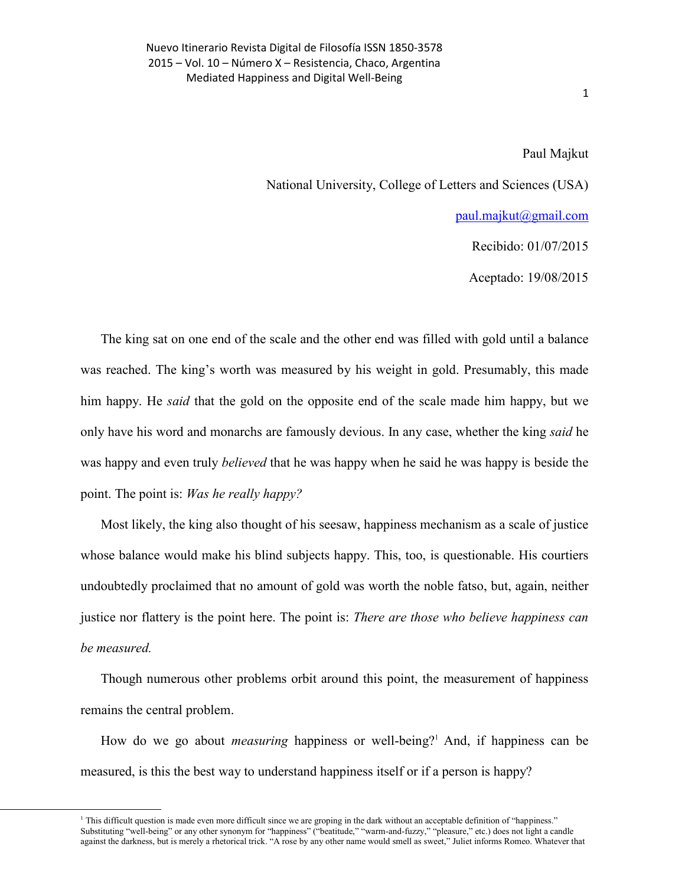Paul Majkut

National University, College of Letters and Sciences (USA)

paul.majkut@gmail.com

Recibido: 01/07/2015

Aceptado: 19/08/2015

The king sat on one end of the scale and the other end was filled with gold until a balance was reached. The king's worth was measured by his weight in gold. Presumably, this made him happy. He *said* that the gold on the opposite end of the scale made him happy, but we only have his word and monarchs are famously devious. In any case, whether the king *said* he was happy and even truly *believed* that he was happy when he said he was happy is beside the point. The point is: *Was he really happy?*

Most likely, the king also thought of his seesaw, happiness mechanism as a scale of justice whose balance would make his blind subjects happy. This, too, is questionable. His courtiers undoubtedly proclaimed that no amount of gold was worth the noble fatso, but, again, neither justice nor flattery is the point here. The point is: *There are those who believe happiness can be measured.*

Though numerous other problems orbit around this point, the measurement of happiness remains the central problem.

How do we go about *measuring* happiness or well-being?[1] And, if happiness can be measured, is this the best way to understand happiness itself or if a person is happy?

[1] This difficult question is made even more difficult since we are groping in the dark without an acceptable definition of "happiness." Substituting "well-being" or any other synonym for "happiness" ("beatitude," "warm-and-fuzzy," "pleasure," etc.) does not light a candle against the darkness, but is merely a rhetorical trick. "A rose by any other name would smell as sweet," Juliet informs Romeo. Whatever that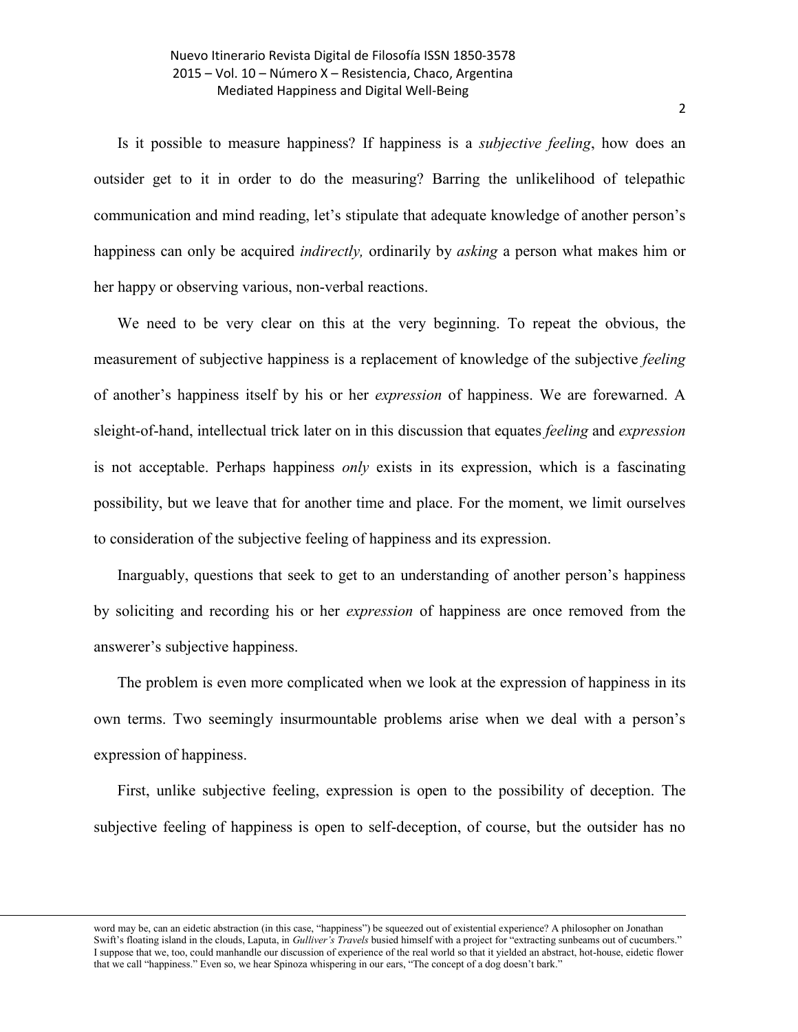Is it possible to measure happiness? If happiness is a *subjective feeling*, how does an outsider get to it in order to do the measuring? Barring the unlikelihood of telepathic communication and mind reading, let's stipulate that adequate knowledge of another person's happiness can only be acquired *indirectly,* ordinarily by *asking* a person what makes him or her happy or observing various, non-verbal reactions.

We need to be very clear on this at the very beginning. To repeat the obvious, the measurement of subjective happiness is a replacement of knowledge of the subjective *feeling* of another's happiness itself by his or her *expression* of happiness. We are forewarned. A sleight-of-hand, intellectual trick later on in this discussion that equates *feeling* and *expression* is not acceptable. Perhaps happiness *only* exists in its expression, which is a fascinating possibility, but we leave that for another time and place. For the moment, we limit ourselves to consideration of the subjective feeling of happiness and its expression.

Inarguably, questions that seek to get to an understanding of another person's happiness by soliciting and recording his or her *expression* of happiness are once removed from the answerer's subjective happiness.

The problem is even more complicated when we look at the expression of happiness in its own terms. Two seemingly insurmountable problems arise when we deal with a person's expression of happiness.

First, unlike subjective feeling, expression is open to the possibility of deception. The subjective feeling of happiness is open to self-deception, of course, but the outsider has no

word may be, can an eidetic abstraction (in this case, "happiness") be squeezed out of existential experience? A philosopher on Jonathan Swift's floating island in the clouds, Laputa, in *Gulliver's Travels* busied himself with a project for "extracting sunbeams out of cucumbers." I suppose that we, too, could manhandle our discussion of experience of the real world so that it yielded an abstract, hot-house, eidetic flower that we call "happiness." Even so, we hear Spinoza whispering in our ears, "The concept of a dog doesn't bark."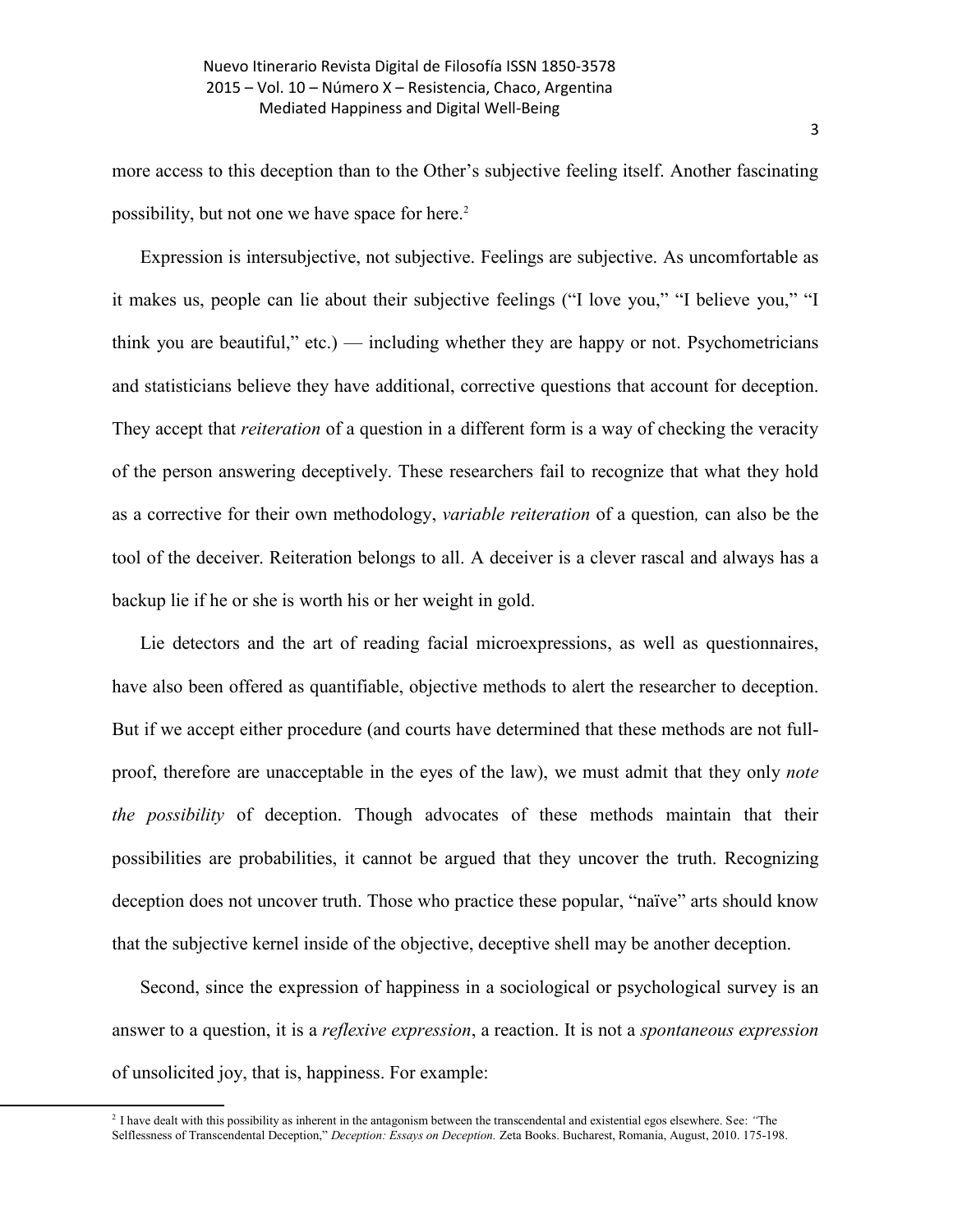more access to this deception than to the Other's subjective feeling itself. Another fascinating possibility, but not one we have space for here.[2]

Expression is intersubjective, not subjective. Feelings are subjective. As uncomfortable as it makes us, people can lie about their subjective feelings ("I love you," "I believe you," "I think you are beautiful," etc.) — including whether they are happy or not. Psychometricians and statisticians believe they have additional, corrective questions that account for deception. They accept that *reiteration* of a question in a different form is a way of checking the veracity of the person answering deceptively. These researchers fail to recognize that what they hold as a corrective for their own methodology, *variable reiteration* of a question*,* can also be the tool of the deceiver. Reiteration belongs to all. A deceiver is a clever rascal and always has a backup lie if he or she is worth his or her weight in gold.

Lie detectors and the art of reading facial microexpressions, as well as questionnaires, have also been offered as quantifiable, objective methods to alert the researcher to deception. But if we accept either procedure (and courts have determined that these methods are not full-proof, therefore are unacceptable in the eyes of the law), we must admit that they only *note the possibility* of deception. Though advocates of these methods maintain that their possibilities are probabilities, it cannot be argued that they uncover the truth. Recognizing deception does not uncover truth. Those who practice these popular, "naïve" arts should know that the subjective kernel inside of the objective, deceptive shell may be another deception.

Second, since the expression of happiness in a sociological or psychological survey is an answer to a question, it is a *reflexive expression*, a reaction. It is not a *spontaneous expression* of unsolicited joy, that is, happiness. For example:

[2] I have dealt with this possibility as inherent in the antagonism between the transcendental and existential egos elsewhere. See: *"*The Selflessness of Transcendental Deception," *Deception: Essays on Deception.* Zeta Books. Bucharest, Romania, August, 2010. 175-198.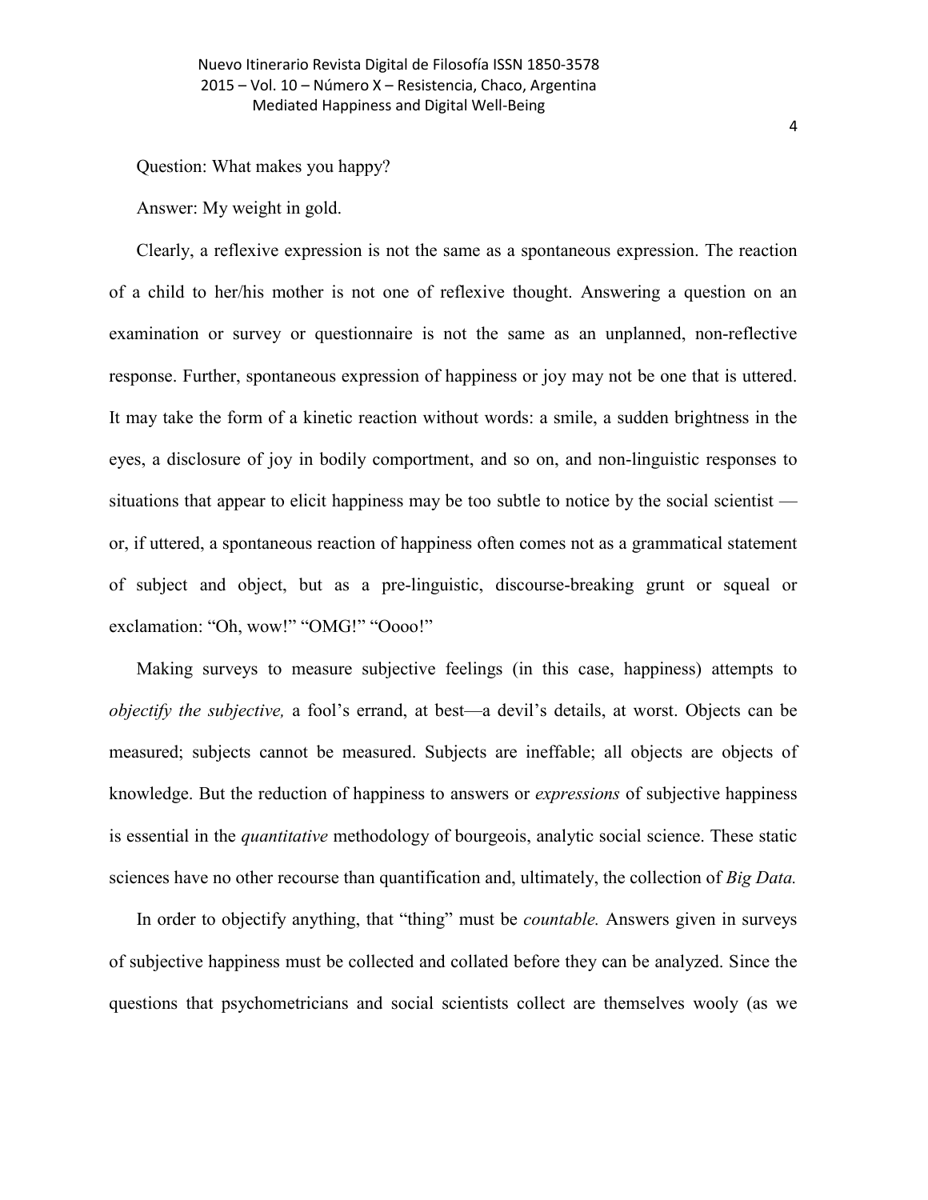Question: What makes you happy?

Answer: My weight in gold.

Clearly, a reflexive expression is not the same as a spontaneous expression. The reaction of a child to her/his mother is not one of reflexive thought. Answering a question on an examination or survey or questionnaire is not the same as an unplanned, non-reflective response. Further, spontaneous expression of happiness or joy may not be one that is uttered. It may take the form of a kinetic reaction without words: a smile, a sudden brightness in the eyes, a disclosure of joy in bodily comportment, and so on, and non-linguistic responses to situations that appear to elicit happiness may be too subtle to notice by the social scientist — or, if uttered, a spontaneous reaction of happiness often comes not as a grammatical statement of subject and object, but as a pre-linguistic, discourse-breaking grunt or squeal or exclamation: "Oh, wow!" "OMG!" "Oooo!"

Making surveys to measure subjective feelings (in this case, happiness) attempts to *objectify the subjective,* a fool's errand, at best—a devil's details, at worst. Objects can be measured; subjects cannot be measured. Subjects are ineffable; all objects are objects of knowledge. But the reduction of happiness to answers or *expressions* of subjective happiness is essential in the *quantitative* methodology of bourgeois, analytic social science. These static sciences have no other recourse than quantification and, ultimately, the collection of *Big Data.*

In order to objectify anything, that "thing" must be *countable.* Answers given in surveys of subjective happiness must be collected and collated before they can be analyzed. Since the questions that psychometricians and social scientists collect are themselves wooly (as we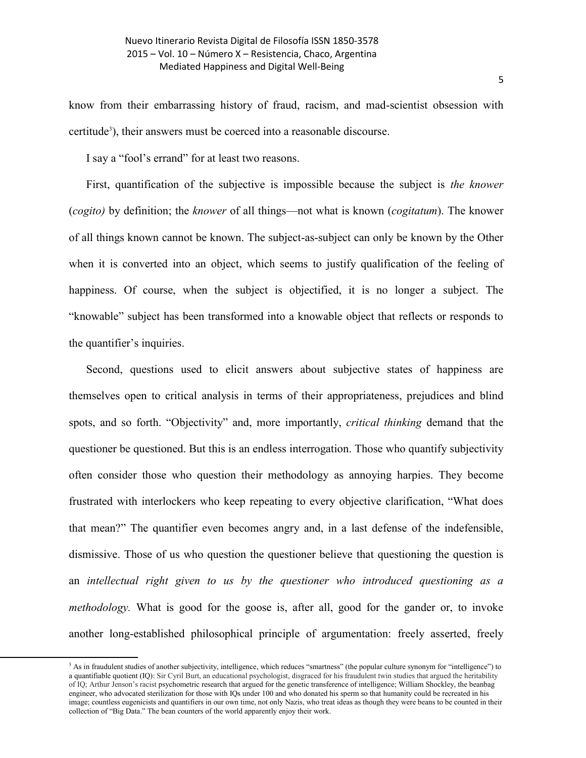know from their embarrassing history of fraud, racism, and mad-scientist obsession with certitude[3]), their answers must be coerced into a reasonable discourse.

I say a "fool's errand" for at least two reasons.

First, quantification of the subjective is impossible because the subject is *the knower* (*cogito)* by definition; the *knower* of all things—not what is known (*cogitatum*). The knower of all things known cannot be known. The subject-as-subject can only be known by the Other when it is converted into an object, which seems to justify qualification of the feeling of happiness. Of course, when the subject is objectified, it is no longer a subject. The "knowable" subject has been transformed into a knowable object that reflects or responds to the quantifier's inquiries.

Second, questions used to elicit answers about subjective states of happiness are themselves open to critical analysis in terms of their appropriateness, prejudices and blind spots, and so forth. "Objectivity" and, more importantly, *critical thinking* demand that the questioner be questioned. But this is an endless interrogation. Those who quantify subjectivity often consider those who question their methodology as annoying harpies. They become frustrated with interlockers who keep repeating to every objective clarification, "What does that mean?" The quantifier even becomes angry and, in a last defense of the indefensible, dismissive. Those of us who question the questioner believe that questioning the question is an *intellectual right given to us by the questioner who introduced questioning as a methodology.* What is good for the goose is, after all, good for the gander or, to invoke another long-established philosophical principle of argumentation: freely asserted, freely

---

[3] As in fraudulent studies of another subjectivity, intelligence, which reduces "smartness" (the popular culture synonym for "intelligence") to a quantifiable quotient (IQ): Sir Cyril Burt, an educational psychologist, disgraced for his fraudulent twin studies that argued the heritability of IQ; Arthur Jenson's racist psychometric research that argued for the genetic transference of intelligence; William Shockley, the beanbag engineer, who advocated sterilization for those with IQs under 100 and who donated his sperm so that humanity could be recreated in his image; countless eugenicists and quantifiers in our own time, not only Nazis, who treat ideas as though they were beans to be counted in their collection of "Big Data." The bean counters of the world apparently enjoy their work.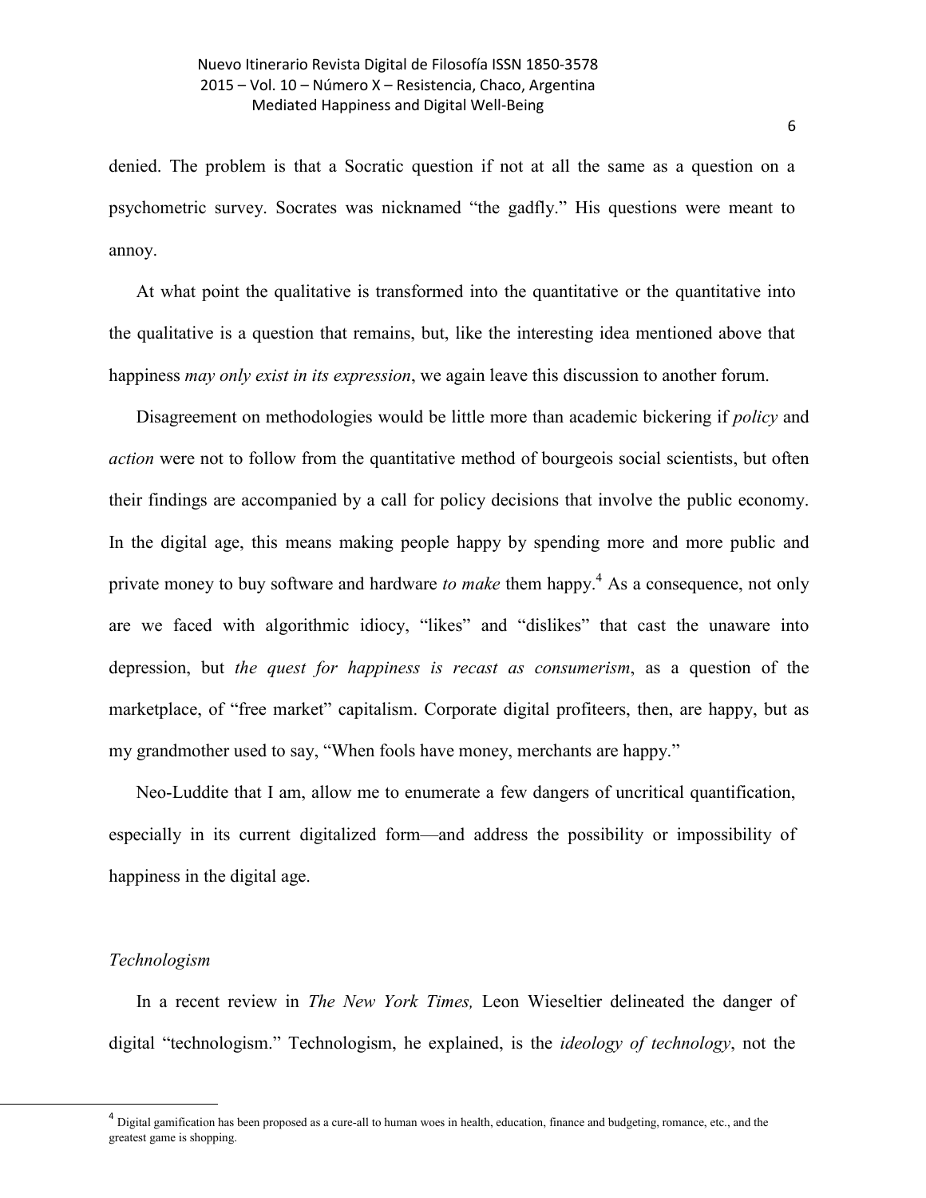denied. The problem is that a Socratic question if not at all the same as a question on a psychometric survey. Socrates was nicknamed "the gadfly." His questions were meant to annoy.

At what point the qualitative is transformed into the quantitative or the quantitative into the qualitative is a question that remains, but, like the interesting idea mentioned above that happiness *may only exist in its expression*, we again leave this discussion to another forum.

Disagreement on methodologies would be little more than academic bickering if *policy* and *action* were not to follow from the quantitative method of bourgeois social scientists, but often their findings are accompanied by a call for policy decisions that involve the public economy. In the digital age, this means making people happy by spending more and more public and private money to buy software and hardware *to make* them happy.[4] As a consequence, not only are we faced with algorithmic idiocy, "likes" and "dislikes" that cast the unaware into depression, but *the quest for happiness is recast as consumerism*, as a question of the marketplace, of "free market" capitalism. Corporate digital profiteers, then, are happy, but as my grandmother used to say, "When fools have money, merchants are happy."

Neo-Luddite that I am, allow me to enumerate a few dangers of uncritical quantification, especially in its current digitalized form—and address the possibility or impossibility of happiness in the digital age.

### *Technologism*

In a recent review in *The New York Times,* Leon Wieseltier delineated the danger of digital "technologism." Technologism, he explained, is the *ideology of technology*, not the

[4] Digital gamification has been proposed as a cure-all to human woes in health, education, finance and budgeting, romance, etc., and the greatest game is shopping.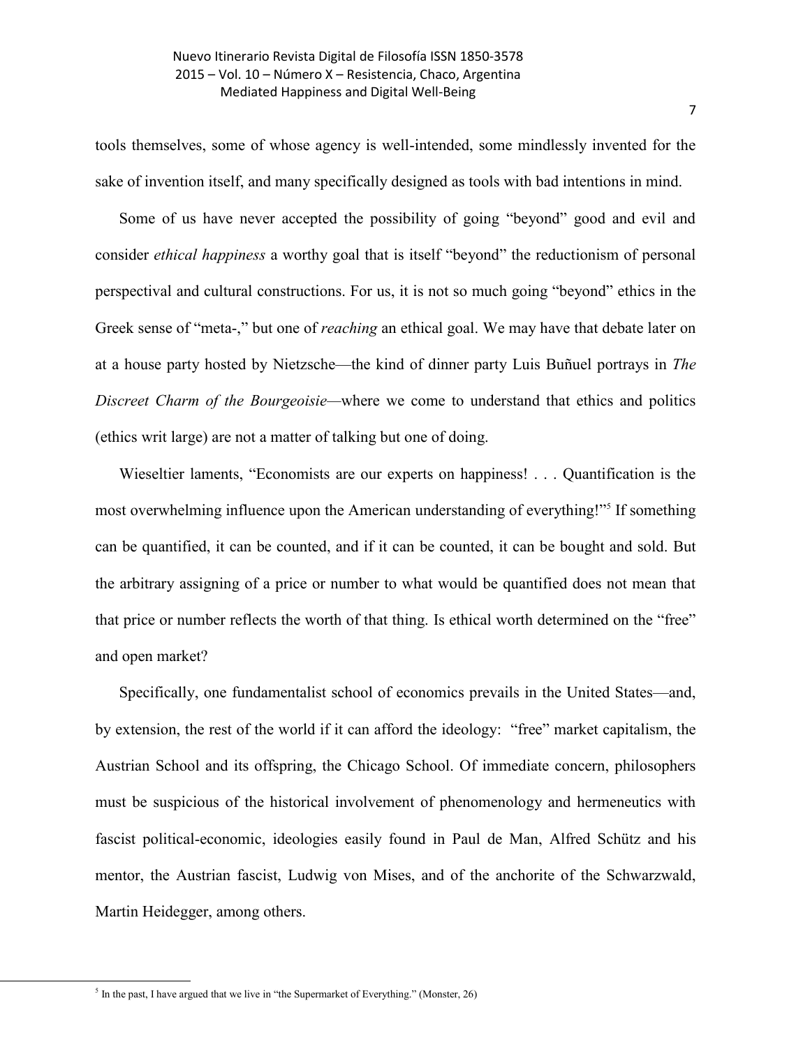tools themselves, some of whose agency is well-intended, some mindlessly invented for the sake of invention itself, and many specifically designed as tools with bad intentions in mind.

Some of us have never accepted the possibility of going "beyond" good and evil and consider *ethical happiness* a worthy goal that is itself "beyond" the reductionism of personal perspectival and cultural constructions. For us, it is not so much going "beyond" ethics in the Greek sense of "meta-," but one of *reaching* an ethical goal. We may have that debate later on at a house party hosted by Nietzsche—the kind of dinner party Luis Buñuel portrays in *The Discreet Charm of the Bourgeoisie*—where we come to understand that ethics and politics (ethics writ large) are not a matter of talking but one of doing.

Wieseltier laments, "Economists are our experts on happiness! . . . Quantification is the most overwhelming influence upon the American understanding of everything!"[5] If something can be quantified, it can be counted, and if it can be counted, it can be bought and sold. But the arbitrary assigning of a price or number to what would be quantified does not mean that that price or number reflects the worth of that thing. Is ethical worth determined on the "free" and open market?

Specifically, one fundamentalist school of economics prevails in the United States—and, by extension, the rest of the world if it can afford the ideology: "free" market capitalism, the Austrian School and its offspring, the Chicago School. Of immediate concern, philosophers must be suspicious of the historical involvement of phenomenology and hermeneutics with fascist political-economic, ideologies easily found in Paul de Man, Alfred Schütz and his mentor, the Austrian fascist, Ludwig von Mises, and of the anchorite of the Schwarzwald, Martin Heidegger, among others.

---

[5] In the past, I have argued that we live in "the Supermarket of Everything." (Monster, 26)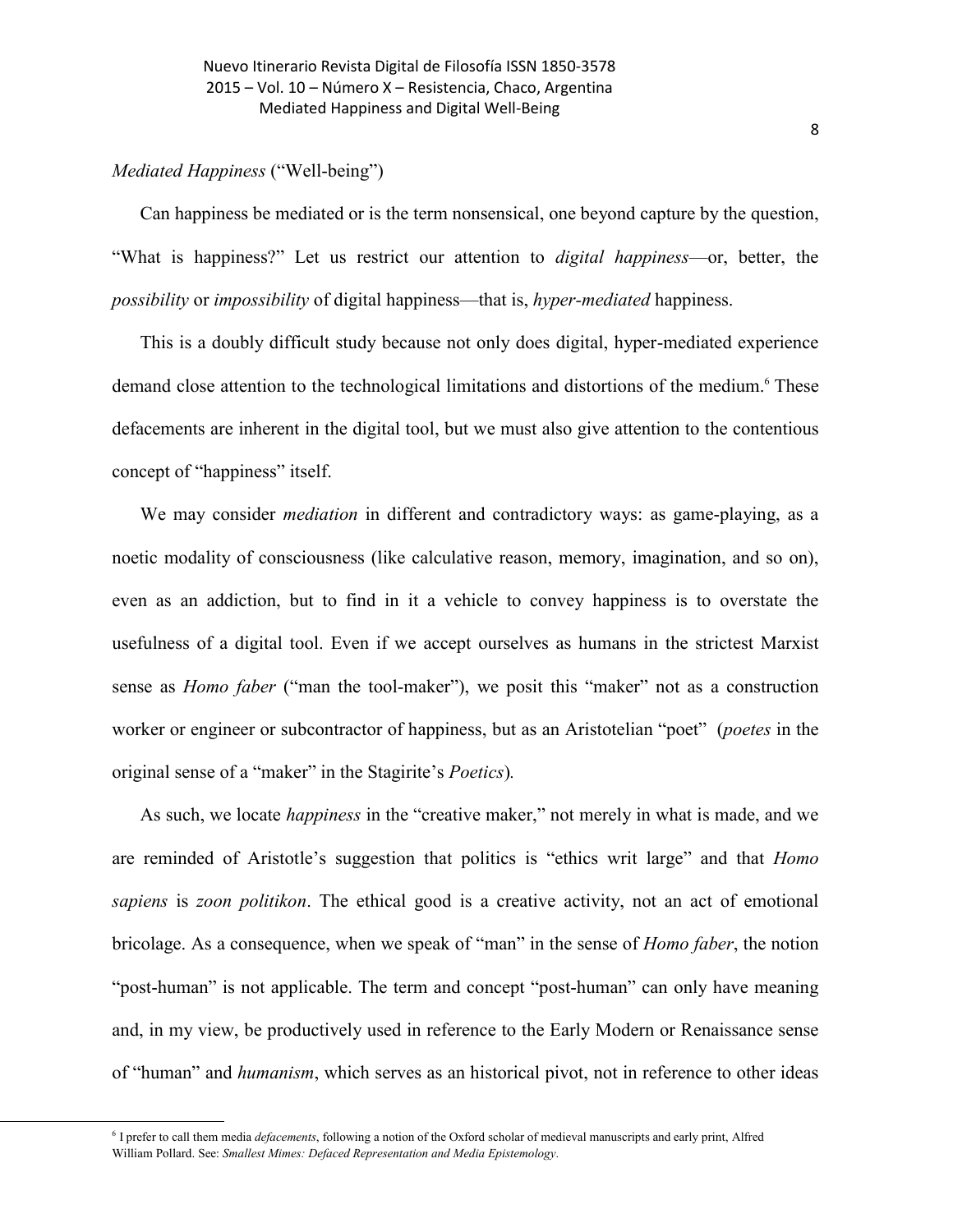*Mediated Happiness* ("Well-being")

Can happiness be mediated or is the term nonsensical, one beyond capture by the question, "What is happiness?" Let us restrict our attention to *digital happiness*—or, better, the *possibility* or *impossibility* of digital happiness—that is, *hyper-mediated* happiness.

This is a doubly difficult study because not only does digital, hyper-mediated experience demand close attention to the technological limitations and distortions of the medium.[6] These defacements are inherent in the digital tool, but we must also give attention to the contentious concept of "happiness" itself.

We may consider *mediation* in different and contradictory ways: as game-playing, as a noetic modality of consciousness (like calculative reason, memory, imagination, and so on), even as an addiction, but to find in it a vehicle to convey happiness is to overstate the usefulness of a digital tool. Even if we accept ourselves as humans in the strictest Marxist sense as *Homo faber* ("man the tool-maker"), we posit this "maker" not as a construction worker or engineer or subcontractor of happiness, but as an Aristotelian "poet" (*poetes* in the original sense of a "maker" in the Stagirite's *Poetics*).

As such, we locate *happiness* in the "creative maker," not merely in what is made, and we are reminded of Aristotle's suggestion that politics is "ethics writ large" and that *Homo sapiens* is *zoon politikon*. The ethical good is a creative activity, not an act of emotional bricolage. As a consequence, when we speak of "man" in the sense of *Homo faber*, the notion "post-human" is not applicable. The term and concept "post-human" can only have meaning and, in my view, be productively used in reference to the Early Modern or Renaissance sense of "human" and *humanism*, which serves as an historical pivot, not in reference to other ideas

[6] I prefer to call them media *defacements*, following a notion of the Oxford scholar of medieval manuscripts and early print, Alfred William Pollard. See: *Smallest Mimes: Defaced Representation and Media Epistemology*.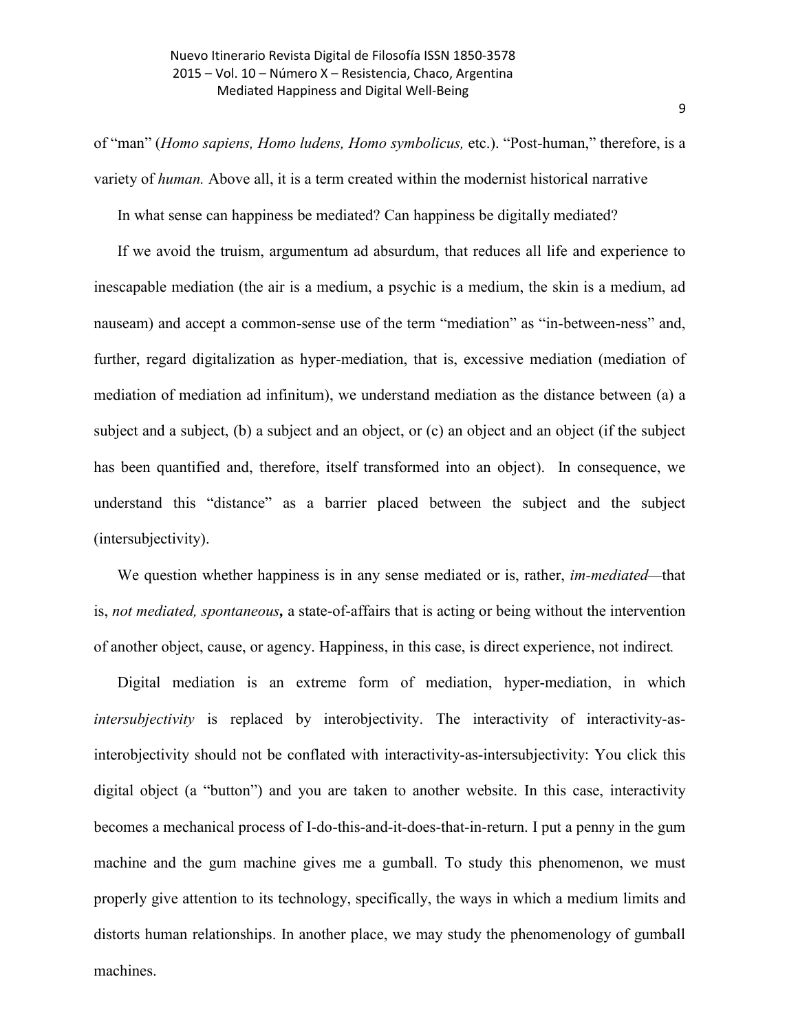of "man" (*Homo sapiens, Homo ludens, Homo symbolicus,* etc.). "Post-human," therefore, is a variety of *human.* Above all, it is a term created within the modernist historical narrative

In what sense can happiness be mediated? Can happiness be digitally mediated?

If we avoid the truism, argumentum ad absurdum, that reduces all life and experience to inescapable mediation (the air is a medium, a psychic is a medium, the skin is a medium, ad nauseam) and accept a common-sense use of the term "mediation" as "in-between-ness" and, further, regard digitalization as hyper-mediation, that is, excessive mediation (mediation of mediation of mediation ad infinitum), we understand mediation as the distance between (a) a subject and a subject, (b) a subject and an object, or (c) an object and an object (if the subject has been quantified and, therefore, itself transformed into an object). In consequence, we understand this "distance" as a barrier placed between the subject and the subject (intersubjectivity).

We question whether happiness is in any sense mediated or is, rather, *im-mediated*—that is, ***not mediated, spontaneous*****,** a state-of-affairs that is acting or being without the intervention of another object, cause, or agency. Happiness, in this case, is direct experience, not indirect*.*

Digital mediation is an extreme form of mediation, hyper-mediation, in which *intersubjectivity* is replaced by interobjectivity. The interactivity of interactivity-as-interobjectivity should not be conflated with interactivity-as-intersubjectivity: You click this digital object (a "button") and you are taken to another website. In this case, interactivity becomes a mechanical process of I-do-this-and-it-does-that-in-return. I put a penny in the gum machine and the gum machine gives me a gumball. To study this phenomenon, we must properly give attention to its technology, specifically, the ways in which a medium limits and distorts human relationships. In another place, we may study the phenomenology of gumball machines.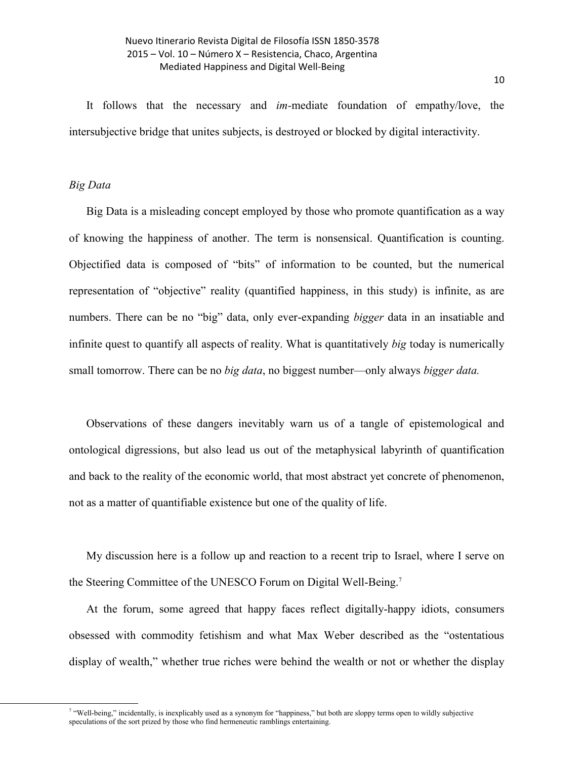It follows that the necessary and *im*-mediate foundation of empathy/love, the intersubjective bridge that unites subjects, is destroyed or blocked by digital interactivity.

*Big Data*

Big Data is a misleading concept employed by those who promote quantification as a way of knowing the happiness of another. The term is nonsensical. Quantification is counting. Objectified data is composed of "bits" of information to be counted, but the numerical representation of "objective" reality (quantified happiness, in this study) is infinite, as are numbers. There can be no "big" data, only ever-expanding *bigger* data in an insatiable and infinite quest to quantify all aspects of reality. What is quantitatively *big* today is numerically small tomorrow. There can be no *big data*, no biggest number—only always *bigger data.*

Observations of these dangers inevitably warn us of a tangle of epistemological and ontological digressions, but also lead us out of the metaphysical labyrinth of quantification and back to the reality of the economic world, that most abstract yet concrete of phenomenon, not as a matter of quantifiable existence but one of the quality of life.

My discussion here is a follow up and reaction to a recent trip to Israel, where I serve on the Steering Committee of the UNESCO Forum on Digital Well-Being.[7]

At the forum, some agreed that happy faces reflect digitally-happy idiots, consumers obsessed with commodity fetishism and what Max Weber described as the "ostentatious display of wealth," whether true riches were behind the wealth or not or whether the display

[7] "Well-being," incidentally, is inexplicably used as a synonym for "happiness," but both are sloppy terms open to wildly subjective speculations of the sort prized by those who find hermeneutic ramblings entertaining.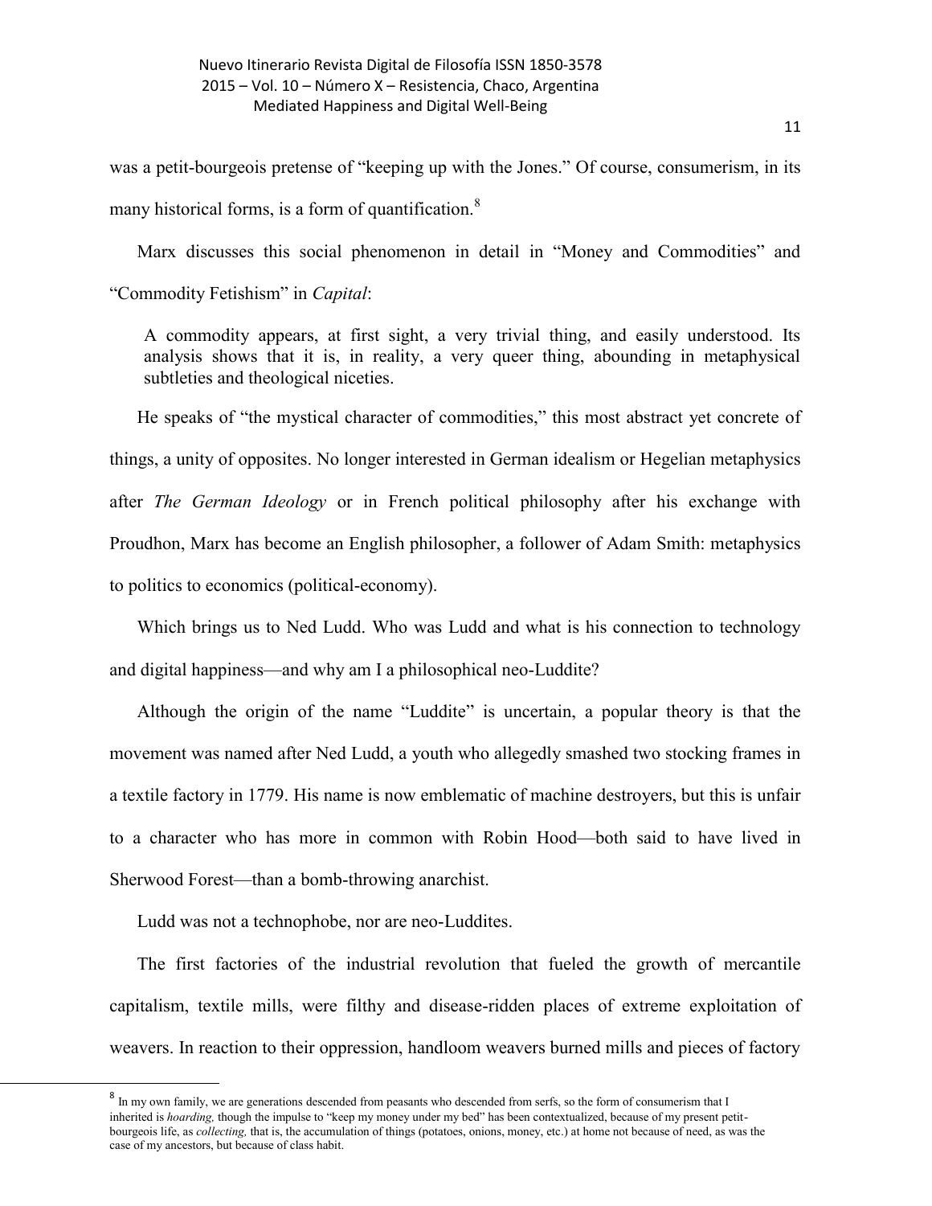was a petit-bourgeois pretense of “keeping up with the Jones.” Of course, consumerism, in its many historical forms, is a form of quantification.[8]

Marx discusses this social phenomenon in detail in “Money and Commodities” and “Commodity Fetishism” in *Capital*:

> A commodity appears, at first sight, a very trivial thing, and easily understood. Its analysis shows that it is, in reality, a very queer thing, abounding in metaphysical subtleties and theological niceties.

He speaks of “the mystical character of commodities,” this most abstract yet concrete of things, a unity of opposites. No longer interested in German idealism or Hegelian metaphysics after *The German Ideology* or in French political philosophy after his exchange with Proudhon, Marx has become an English philosopher, a follower of Adam Smith: metaphysics to politics to economics (political-economy).

Which brings us to Ned Ludd. Who was Ludd and what is his connection to technology and digital happiness—and why am I a philosophical neo-Luddite?

Although the origin of the name “Luddite” is uncertain, a popular theory is that the movement was named after Ned Ludd, a youth who allegedly smashed two stocking frames in a textile factory in 1779. His name is now emblematic of machine destroyers, but this is unfair to a character who has more in common with Robin Hood—both said to have lived in Sherwood Forest—than a bomb-throwing anarchist.

Ludd was not a technophobe, nor are neo-Luddites.

The first factories of the industrial revolution that fueled the growth of mercantile capitalism, textile mills, were filthy and disease-ridden places of extreme exploitation of weavers. In reaction to their oppression, handloom weavers burned mills and pieces of factory

[8] In my own family, we are generations descended from peasants who descended from serfs, so the form of consumerism that I inherited is *hoarding,* though the impulse to “keep my money under my bed” has been contextualized, because of my present petit-bourgeois life, as *collecting,* that is, the accumulation of things (potatoes, onions, money, etc.) at home not because of need, as was the case of my ancestors, but because of class habit.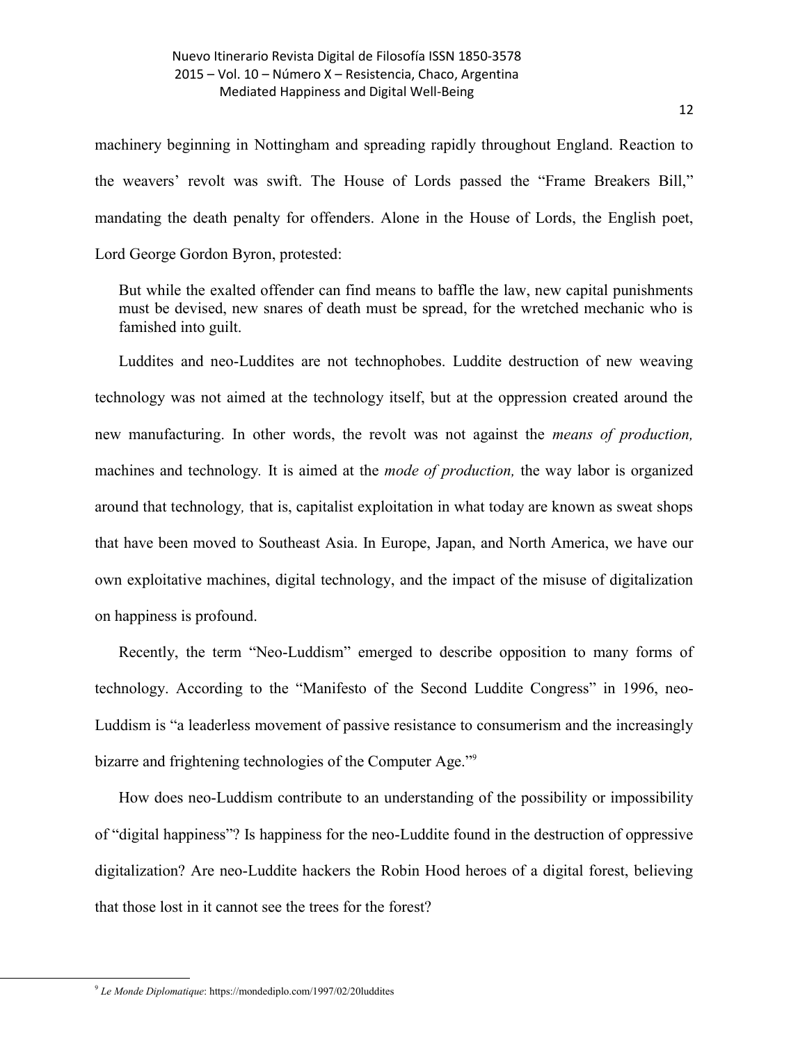machinery beginning in Nottingham and spreading rapidly throughout England. Reaction to the weavers' revolt was swift. The House of Lords passed the "Frame Breakers Bill," mandating the death penalty for offenders. Alone in the House of Lords, the English poet, Lord George Gordon Byron, protested:

> But while the exalted offender can find means to baffle the law, new capital punishments must be devised, new snares of death must be spread, for the wretched mechanic who is famished into guilt.

Luddites and neo-Luddites are not technophobes. Luddite destruction of new weaving technology was not aimed at the technology itself, but at the oppression created around the new manufacturing. In other words, the revolt was not against the *means of production,* machines and technology*.* It is aimed at the *mode of production,* the way labor is organized around that technology*,* that is, capitalist exploitation in what today are known as sweat shops that have been moved to Southeast Asia. In Europe, Japan, and North America, we have our own exploitative machines, digital technology, and the impact of the misuse of digitalization on happiness is profound.

Recently, the term "Neo-Luddism" emerged to describe opposition to many forms of technology. According to the "Manifesto of the Second Luddite Congress" in 1996, neo-Luddism is "a leaderless movement of passive resistance to consumerism and the increasingly bizarre and frightening technologies of the Computer Age."[9]

How does neo-Luddism contribute to an understanding of the possibility or impossibility of "digital happiness"? Is happiness for the neo-Luddite found in the destruction of oppressive digitalization? Are neo-Luddite hackers the Robin Hood heroes of a digital forest, believing that those lost in it cannot see the trees for the forest?

---

[9] *Le Monde Diplomatique*: https://mondediplo.com/1997/02/20luddites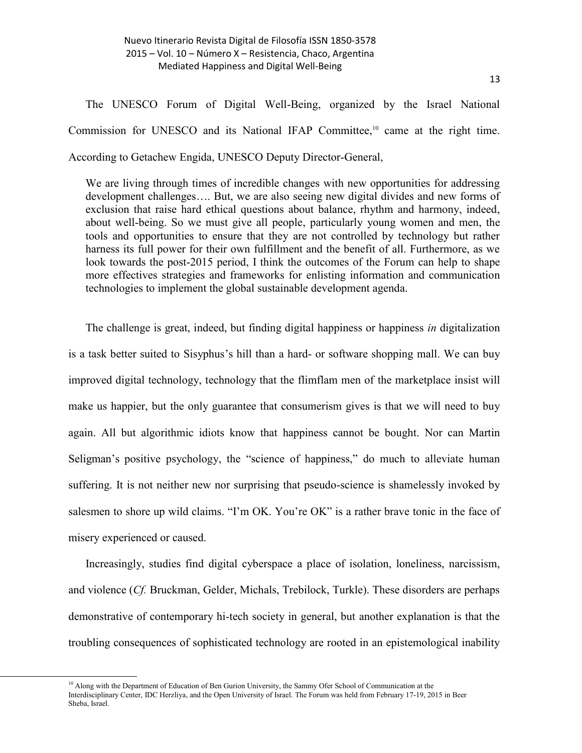The UNESCO Forum of Digital Well-Being, organized by the Israel National Commission for UNESCO and its National IFAP Committee,[10] came at the right time. According to Getachew Engida, UNESCO Deputy Director-General,

> We are living through times of incredible changes with new opportunities for addressing development challenges…. But, we are also seeing new digital divides and new forms of exclusion that raise hard ethical questions about balance, rhythm and harmony, indeed, about well-being. So we must give all people, particularly young women and men, the tools and opportunities to ensure that they are not controlled by technology but rather harness its full power for their own fulfillment and the benefit of all. Furthermore, as we look towards the post-2015 period, I think the outcomes of the Forum can help to shape more effectives strategies and frameworks for enlisting information and communication technologies to implement the global sustainable development agenda.

The challenge is great, indeed, but finding digital happiness or happiness *in* digitalization is a task better suited to Sisyphus's hill than a hard- or software shopping mall. We can buy improved digital technology, technology that the flimflam men of the marketplace insist will make us happier, but the only guarantee that consumerism gives is that we will need to buy again. All but algorithmic idiots know that happiness cannot be bought. Nor can Martin Seligman's positive psychology, the "science of happiness," do much to alleviate human suffering. It is not neither new nor surprising that pseudo-science is shamelessly invoked by salesmen to shore up wild claims. "I'm OK. You're OK" is a rather brave tonic in the face of misery experienced or caused.

Increasingly, studies find digital cyberspace a place of isolation, loneliness, narcissism, and violence (*Cf.* Bruckman, Gelder, Michals, Trebilock, Turkle). These disorders are perhaps demonstrative of contemporary hi-tech society in general, but another explanation is that the troubling consequences of sophisticated technology are rooted in an epistemological inability

[10] Along with the Department of Education of Ben Gurion University, the Sammy Ofer School of Communication at the Interdisciplinary Center, IDC Herzliya, and the Open University of Israel. The Forum was held from February 17-19, 2015 in Beer Sheba, Israel.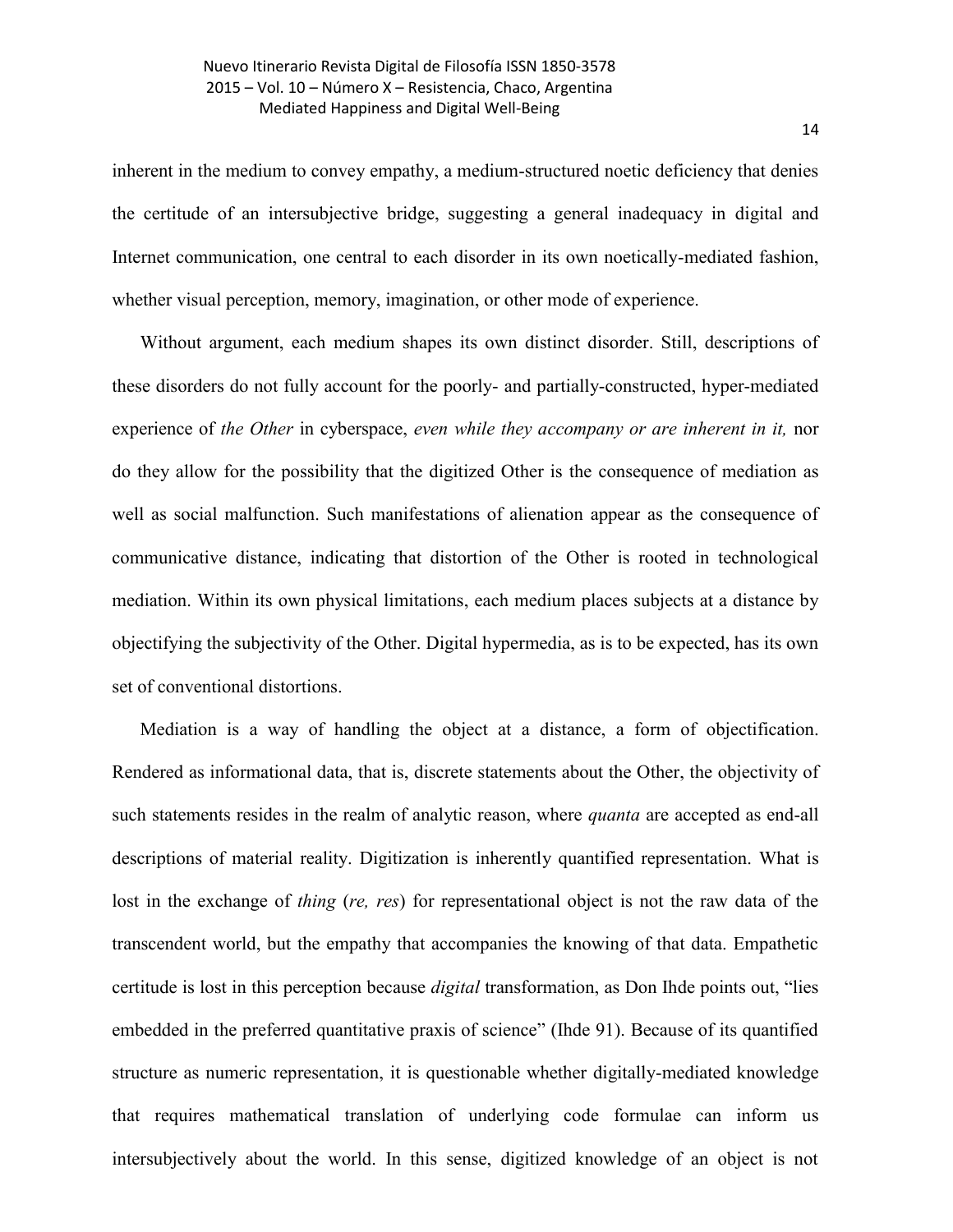inherent in the medium to convey empathy, a medium-structured noetic deficiency that denies the certitude of an intersubjective bridge, suggesting a general inadequacy in digital and Internet communication, one central to each disorder in its own noetically-mediated fashion, whether visual perception, memory, imagination, or other mode of experience.

Without argument, each medium shapes its own distinct disorder. Still, descriptions of these disorders do not fully account for the poorly- and partially-constructed, hyper-mediated experience of *the Other* in cyberspace, *even while they accompany or are inherent in it,* nor do they allow for the possibility that the digitized Other is the consequence of mediation as well as social malfunction. Such manifestations of alienation appear as the consequence of communicative distance, indicating that distortion of the Other is rooted in technological mediation. Within its own physical limitations, each medium places subjects at a distance by objectifying the subjectivity of the Other. Digital hypermedia, as is to be expected, has its own set of conventional distortions.

Mediation is a way of handling the object at a distance, a form of objectification. Rendered as informational data, that is, discrete statements about the Other, the objectivity of such statements resides in the realm of analytic reason, where *quanta* are accepted as end-all descriptions of material reality. Digitization is inherently quantified representation. What is lost in the exchange of *thing* (*re, res*) for representational object is not the raw data of the transcendent world, but the empathy that accompanies the knowing of that data. Empathetic certitude is lost in this perception because *digital* transformation, as Don Ihde points out, "lies embedded in the preferred quantitative praxis of science" (Ihde 91). Because of its quantified structure as numeric representation, it is questionable whether digitally-mediated knowledge that requires mathematical translation of underlying code formulae can inform us intersubjectively about the world. In this sense, digitized knowledge of an object is not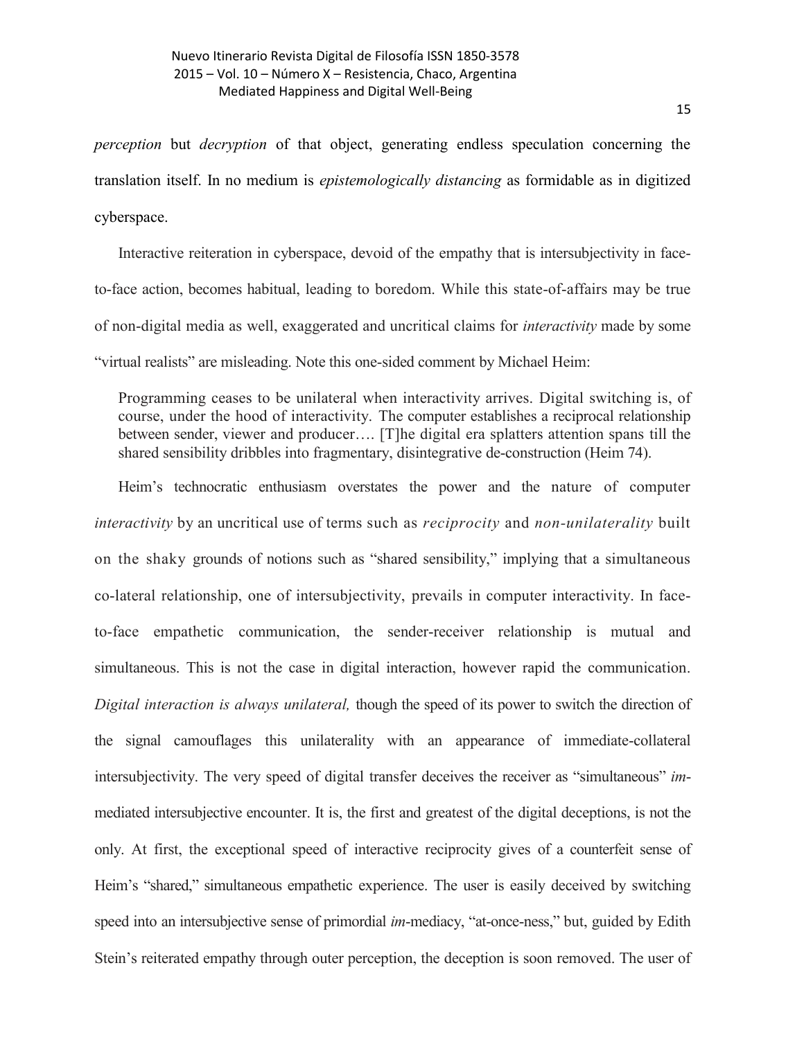*perception* but *decryption* of that object, generating endless speculation concerning the translation itself. In no medium is *epistemologically distancing* as formidable as in digitized cyberspace.

Interactive reiteration in cyberspace, devoid of the empathy that is intersubjectivity in face-to-face action, becomes habitual, leading to boredom. While this state-of-affairs may be true of non-digital media as well, exaggerated and uncritical claims for *interactivity* made by some "virtual realists" are misleading. Note this one-sided comment by Michael Heim:

> Programming ceases to be unilateral when interactivity arrives. Digital switching is, of course, under the hood of interactivity. The computer establishes a reciprocal relationship between sender, viewer and producer…. [T]he digital era splatters attention spans till the shared sensibility dribbles into fragmentary, disintegrative de-construction (Heim 74).

Heim's technocratic enthusiasm overstates the power and the nature of computer *interactivity* by an uncritical use of terms such as *reciprocity* and *non-unilaterality* built on the shaky grounds of notions such as "shared sensibility," implying that a simultaneous co-lateral relationship, one of intersubjectivity, prevails in computer interactivity. In face-to-face empathetic communication, the sender-receiver relationship is mutual and simultaneous. This is not the case in digital interaction, however rapid the communication. *Digital interaction is always unilateral,* though the speed of its power to switch the direction of the signal camouflages this unilaterality with an appearance of immediate-collateral intersubjectivity. The very speed of digital transfer deceives the receiver as "simultaneous" *im*-mediated intersubjective encounter. It is, the first and greatest of the digital deceptions, is not the only. At first, the exceptional speed of interactive reciprocity gives of a counterfeit sense of Heim's "shared," simultaneous empathetic experience. The user is easily deceived by switching speed into an intersubjective sense of primordial *im*-mediacy, "at-once-ness," but, guided by Edith Stein's reiterated empathy through outer perception, the deception is soon removed. The user of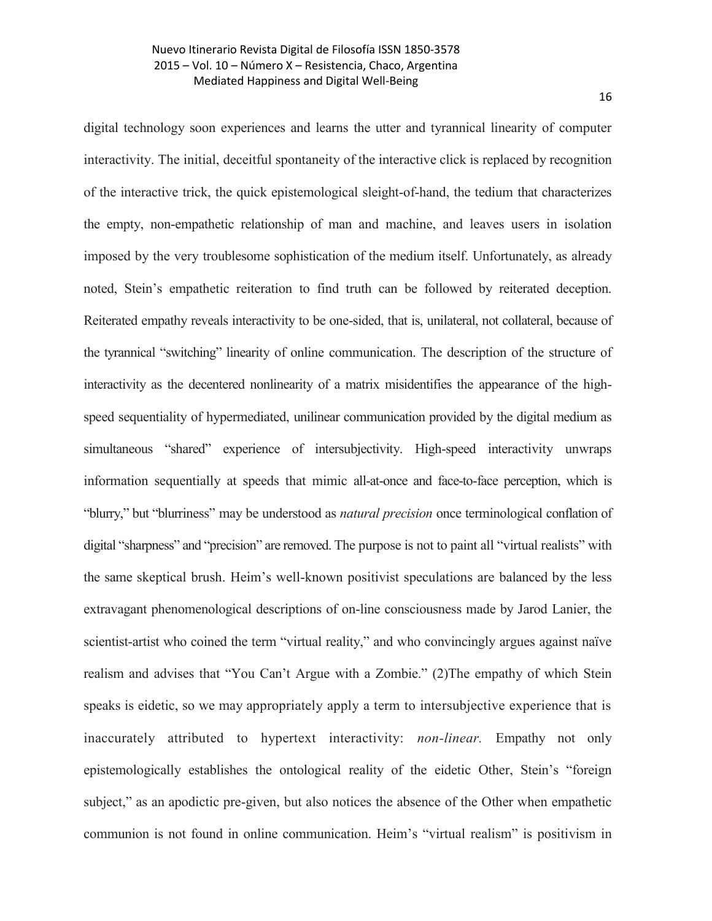digital technology soon experiences and learns the utter and tyrannical linearity of computer interactivity. The initial, deceitful spontaneity of the interactive click is replaced by recognition of the interactive trick, the quick epistemological sleight-of-hand, the tedium that characterizes the empty, non-empathetic relationship of man and machine, and leaves users in isolation imposed by the very troublesome sophistication of the medium itself. Unfortunately, as already noted, Stein's empathetic reiteration to find truth can be followed by reiterated deception. Reiterated empathy reveals interactivity to be one-sided, that is, unilateral, not collateral, because of the tyrannical "switching" linearity of online communication. The description of the structure of interactivity as the decentered nonlinearity of a matrix misidentifies the appearance of the high-speed sequentiality of hypermediated, unilinear communication provided by the digital medium as simultaneous "shared" experience of intersubjectivity. High-speed interactivity unwraps information sequentially at speeds that mimic all-at-once and face-to-face perception, which is "blurry," but "blurriness" may be understood as *natural precision* once terminological conflation of digital "sharpness" and "precision" are removed. The purpose is not to paint all "virtual realists" with the same skeptical brush. Heim's well-known positivist speculations are balanced by the less extravagant phenomenological descriptions of on-line consciousness made by Jarod Lanier, the scientist-artist who coined the term "virtual reality," and who convincingly argues against naïve realism and advises that "You Can't Argue with a Zombie." (2)The empathy of which Stein speaks is eidetic, so we may appropriately apply a term to intersubjective experience that is inaccurately attributed to hypertext interactivity: *non-linear.* Empathy not only epistemologically establishes the ontological reality of the eidetic Other, Stein's "foreign subject," as an apodictic pre-given, but also notices the absence of the Other when empathetic communion is not found in online communication. Heim's "virtual realism" is positivism in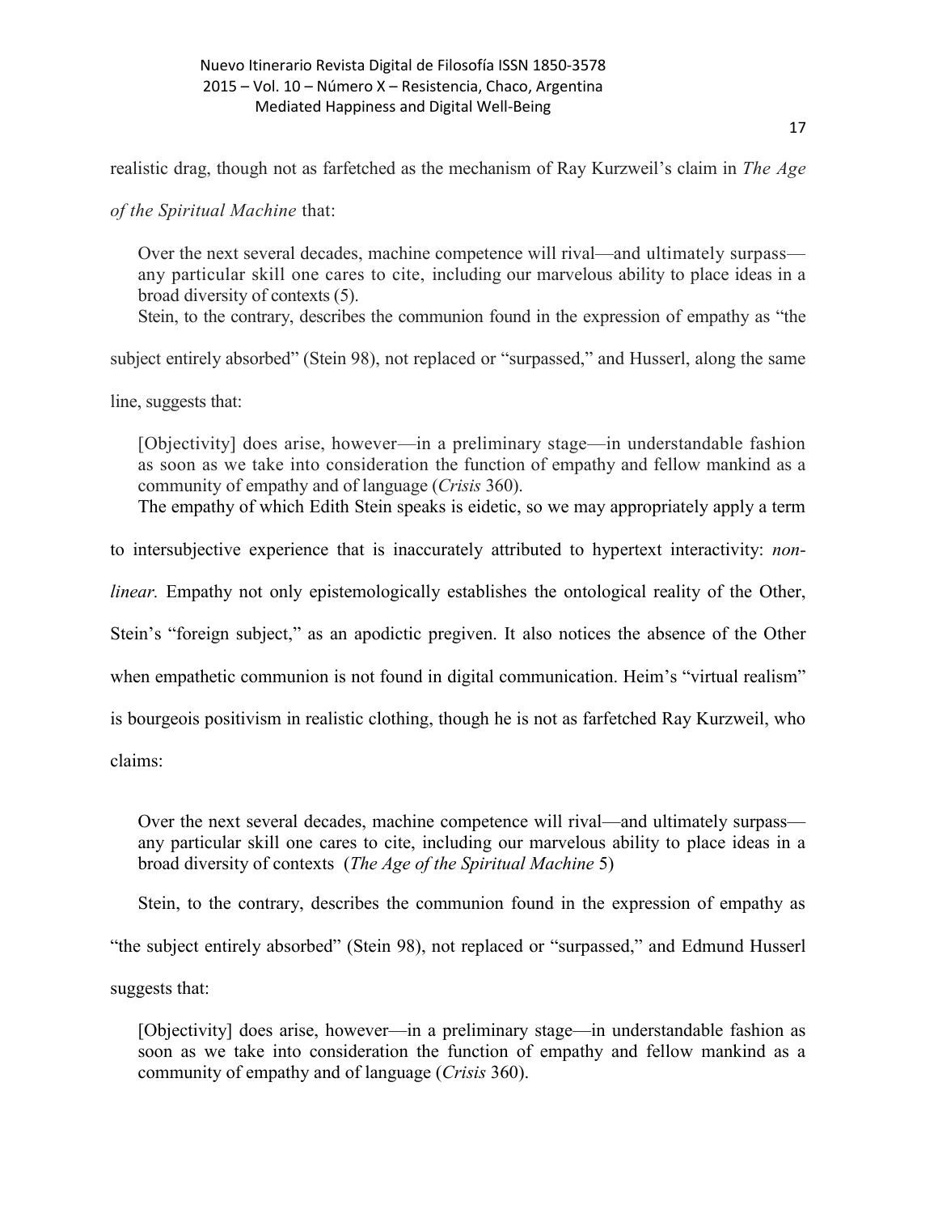realistic drag, though not as farfetched as the mechanism of Ray Kurzweil's claim in *The Age of the Spiritual Machine* that:

> Over the next several decades, machine competence will rival—and ultimately surpass—any particular skill one cares to cite, including our marvelous ability to place ideas in a broad diversity of contexts (5).

Stein, to the contrary, describes the communion found in the expression of empathy as "the subject entirely absorbed" (Stein 98), not replaced or "surpassed," and Husserl, along the same line, suggests that:

> [Objectivity] does arise, however—in a preliminary stage—in understandable fashion as soon as we take into consideration the function of empathy and fellow mankind as a community of empathy and of language (*Crisis* 360).

The empathy of which Edith Stein speaks is eidetic, so we may appropriately apply a term to intersubjective experience that is inaccurately attributed to hypertext interactivity: *non-linear.* Empathy not only epistemologically establishes the ontological reality of the Other, Stein's "foreign subject," as an apodictic pregiven. It also notices the absence of the Other when empathetic communion is not found in digital communication. Heim's "virtual realism" is bourgeois positivism in realistic clothing, though he is not as farfetched Ray Kurzweil, who claims:

> Over the next several decades, machine competence will rival—and ultimately surpass—any particular skill one cares to cite, including our marvelous ability to place ideas in a broad diversity of contexts (*The Age of the Spiritual Machine* 5)

Stein, to the contrary, describes the communion found in the expression of empathy as "the subject entirely absorbed" (Stein 98), not replaced or "surpassed," and Edmund Husserl suggests that:

> [Objectivity] does arise, however—in a preliminary stage—in understandable fashion as soon as we take into consideration the function of empathy and fellow mankind as a community of empathy and of language (*Crisis* 360).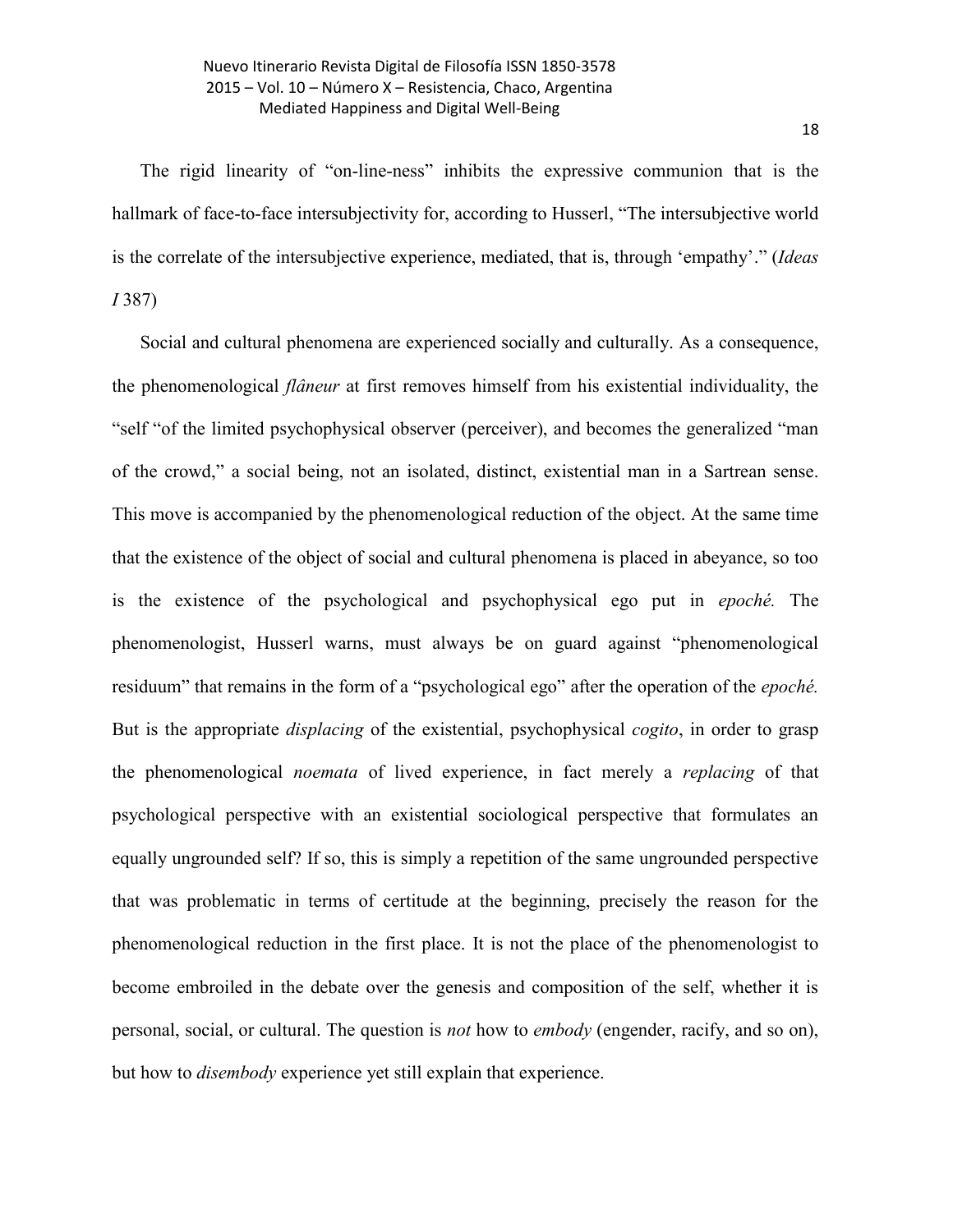The rigid linearity of "on-line-ness" inhibits the expressive communion that is the hallmark of face-to-face intersubjectivity for, according to Husserl, "The intersubjective world is the correlate of the intersubjective experience, mediated, that is, through 'empathy'." (*Ideas I* 387)

Social and cultural phenomena are experienced socially and culturally. As a consequence, the phenomenological *flâneur* at first removes himself from his existential individuality, the "self "of the limited psychophysical observer (perceiver), and becomes the generalized "man of the crowd," a social being, not an isolated, distinct, existential man in a Sartrean sense. This move is accompanied by the phenomenological reduction of the object. At the same time that the existence of the object of social and cultural phenomena is placed in abeyance, so too is the existence of the psychological and psychophysical ego put in *epoché.* The phenomenologist, Husserl warns, must always be on guard against "phenomenological residuum" that remains in the form of a "psychological ego" after the operation of the *epoché.* But is the appropriate *displacing* of the existential, psychophysical *cogito*, in order to grasp the phenomenological *noemata* of lived experience, in fact merely a *replacing* of that psychological perspective with an existential sociological perspective that formulates an equally ungrounded self? If so, this is simply a repetition of the same ungrounded perspective that was problematic in terms of certitude at the beginning, precisely the reason for the phenomenological reduction in the first place. It is not the place of the phenomenologist to become embroiled in the debate over the genesis and composition of the self, whether it is personal, social, or cultural. The question is *not* how to *embody* (engender, racify, and so on), but how to *disembody* experience yet still explain that experience.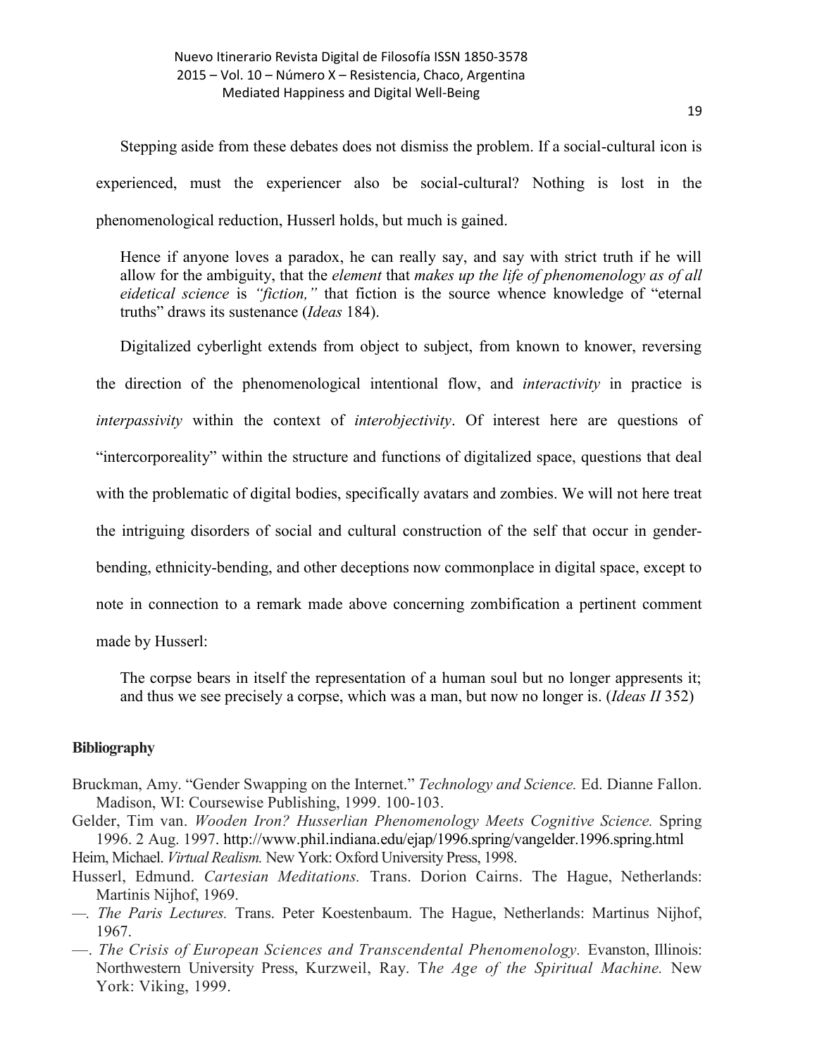Stepping aside from these debates does not dismiss the problem. If a social-cultural icon is experienced, must the experiencer also be social-cultural? Nothing is lost in the phenomenological reduction, Husserl holds, but much is gained.

> Hence if anyone loves a paradox, he can really say, and say with strict truth if he will allow for the ambiguity, that the *element* that *makes up the life of phenomenology as of all eidetical science* is *"fiction,"* that fiction is the source whence knowledge of "eternal truths" draws its sustenance (*Ideas* 184).

Digitalized cyberlight extends from object to subject, from known to knower, reversing the direction of the phenomenological intentional flow, and *interactivity* in practice is *interpassivity* within the context of *interobjectivity*. Of interest here are questions of "intercorporeality" within the structure and functions of digitalized space, questions that deal with the problematic of digital bodies, specifically avatars and zombies. We will not here treat the intriguing disorders of social and cultural construction of the self that occur in gender-bending, ethnicity-bending, and other deceptions now commonplace in digital space, except to note in connection to a remark made above concerning zombification a pertinent comment made by Husserl:

> The corpse bears in itself the representation of a human soul but no longer appresents it; and thus we see precisely a corpse, which was a man, but now no longer is. (*Ideas II* 352)

## Bibliography

Bruckman, Amy. "Gender Swapping on the Internet." *Technology and Science.* Ed. Dianne Fallon. Madison, WI: Coursewise Publishing, 1999. 100-103.

Gelder, Tim van. *Wooden Iron? Husserlian Phenomenology Meets Cognitive Science.* Spring 1996. 2 Aug. 1997. http://www.phil.indiana.edu/ejap/1996.spring/vangelder.1996.spring.html

Heim, Michael. *Virtual Realism.* New York: Oxford University Press, 1998.

Husserl, Edmund. *Cartesian Meditations.* Trans. Dorion Cairns. The Hague, Netherlands: Martinis Nijhof, 1969.

—. *The Paris Lectures.* Trans. Peter Koestenbaum. The Hague, Netherlands: Martinus Nijhof, 1967.

—. *The Crisis of European Sciences and Transcendental Phenomenology.* Evanston, Illinois: Northwestern University Press, Kurzweil, Ray. T*he Age of the Spiritual Machine.* New York: Viking, 1999.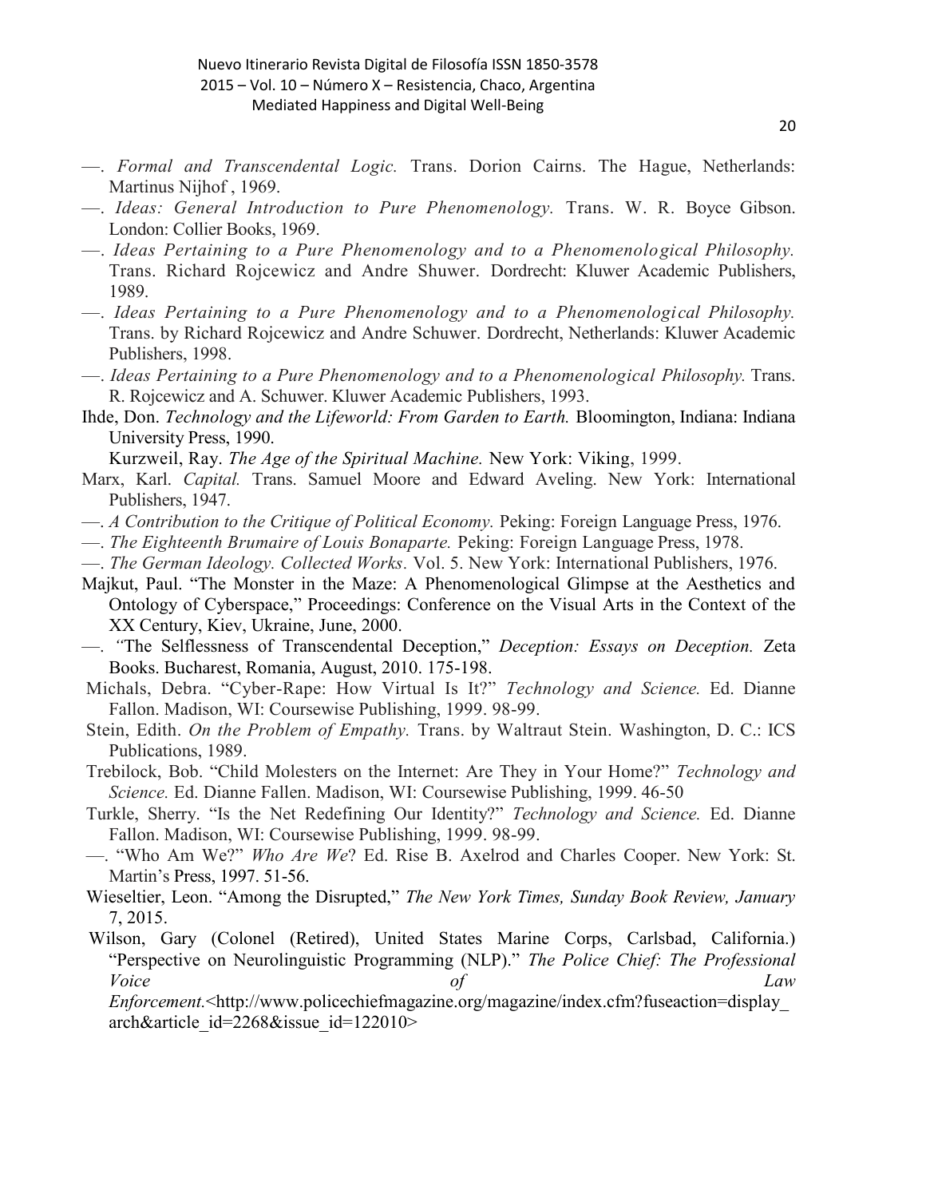—. *Formal and Transcendental Logic.* Trans. Dorion Cairns. The Hague, Netherlands: Martinus Nijhof , 1969.

—. *Ideas: General Introduction to Pure Phenomenology.* Trans. W. R. Boyce Gibson. London: Collier Books, 1969.

—. *Ideas Pertaining to a Pure Phenomenology and to a Phenomenological Philosophy.* Trans. Richard Rojcewicz and Andre Shuwer. Dordrecht: Kluwer Academic Publishers, 1989.

—. *Ideas Pertaining to a Pure Phenomenology and to a Phenomenological Philosophy.* Trans. by Richard Rojcewicz and Andre Schuwer. Dordrecht, Netherlands: Kluwer Academic Publishers, 1998.

—. *Ideas Pertaining to a Pure Phenomenology and to a Phenomenological Philosophy.* Trans. R. Rojcewicz and A. Schuwer. Kluwer Academic Publishers, 1993.

Ihde, Don. *Technology and the Lifeworld: From Garden to Earth.* Bloomington, Indiana: Indiana University Press, 1990.

Kurzweil, Ray. *The Age of the Spiritual Machine.* New York: Viking, 1999.

Marx, Karl. *Capital.* Trans. Samuel Moore and Edward Aveling. New York: International Publishers, 1947.

—. *A Contribution to the Critique of Political Economy.* Peking: Foreign Language Press, 1976.

—. *The Eighteenth Brumaire of Louis Bonaparte.* Peking: Foreign Language Press, 1978.

—. *The German Ideology. Collected Works.* Vol. 5. New York: International Publishers, 1976.

Majkut, Paul. "The Monster in the Maze: A Phenomenological Glimpse at the Aesthetics and Ontology of Cyberspace," Proceedings: Conference on the Visual Arts in the Context of the XX Century, Kiev, Ukraine, June, 2000.

—. "The Selflessness of Transcendental Deception," *Deception: Essays on Deception.* Zeta Books. Bucharest, Romania, August, 2010. 175-198.

Michals, Debra. "Cyber-Rape: How Virtual Is It?" *Technology and Science.* Ed. Dianne Fallon. Madison, WI: Coursewise Publishing, 1999. 98-99.

Stein, Edith. *On the Problem of Empathy.* Trans. by Waltraut Stein. Washington, D. C.: ICS Publications, 1989.

Trebilock, Bob. "Child Molesters on the Internet: Are They in Your Home?" *Technology and Science.* Ed. Dianne Fallen. Madison, WI: Coursewise Publishing, 1999. 46-50

Turkle, Sherry. "Is the Net Redefining Our Identity?" *Technology and Science.* Ed. Dianne Fallon. Madison, WI: Coursewise Publishing, 1999. 98-99.

—. "Who Am We?" *Who Are We*? Ed. Rise B. Axelrod and Charles Cooper. New York: St. Martin's Press, 1997. 51-56.

Wieseltier, Leon. "Among the Disrupted," *The New York Times, Sunday Book Review, January* 7, 2015.

Wilson, Gary (Colonel (Retired), United States Marine Corps, Carlsbad, California.) "Perspective on Neurolinguistic Programming (NLP)." *The Police Chief: The Professional Voice of Law Enforcement.*<http://www.policechiefmagazine.org/magazine/index.cfm?fuseaction=display_arch&article_id=2268&issue_id=122010>